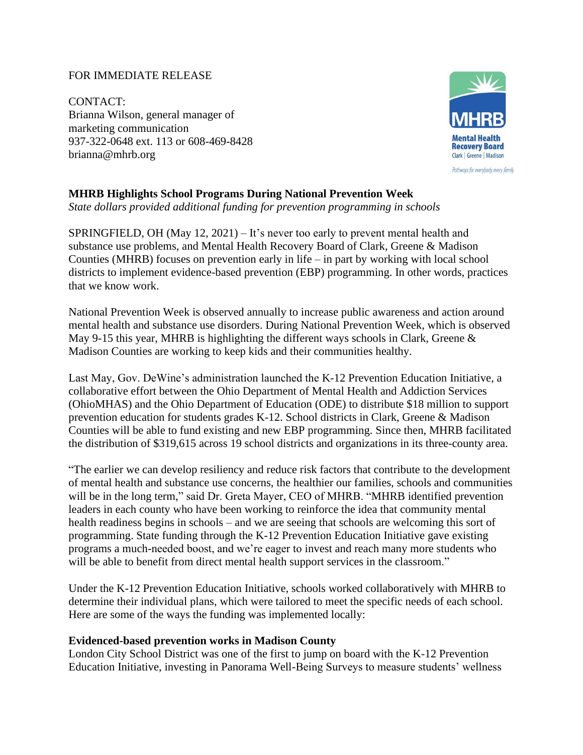FOR IMMEDIATE RELEASE

CONTACT:
Brianna Wilson, general manager of marketing communication
937-322-0648 ext. 113 or 608-469-8428
brianna@mhrb.org

MHRB
Mental Health Recovery Board
Clark | Greene | Madison
Pathways for everybody, every family.

**MHRB Highlights School Programs During National Prevention Week**
*State dollars provided additional funding for prevention programming in schools*

SPRINGFIELD, OH (May 12, 2021) – It's never too early to prevent mental health and substance use problems, and Mental Health Recovery Board of Clark, Greene & Madison Counties (MHRB) focuses on prevention early in life – in part by working with local school districts to implement evidence-based prevention (EBP) programming. In other words, practices that we know work.

National Prevention Week is observed annually to increase public awareness and action around mental health and substance use disorders. During National Prevention Week, which is observed May 9-15 this year, MHRB is highlighting the different ways schools in Clark, Greene & Madison Counties are working to keep kids and their communities healthy.

Last May, Gov. DeWine's administration launched the K-12 Prevention Education Initiative, a collaborative effort between the Ohio Department of Mental Health and Addiction Services (OhioMHAS) and the Ohio Department of Education (ODE) to distribute $18 million to support prevention education for students grades K-12. School districts in Clark, Greene & Madison Counties will be able to fund existing and new EBP programming. Since then, MHRB facilitated the distribution of $319,615 across 19 school districts and organizations in its three-county area.

"The earlier we can develop resiliency and reduce risk factors that contribute to the development of mental health and substance use concerns, the healthier our families, schools and communities will be in the long term," said Dr. Greta Mayer, CEO of MHRB. "MHRB identified prevention leaders in each county who have been working to reinforce the idea that community mental health readiness begins in schools – and we are seeing that schools are welcoming this sort of programming. State funding through the K-12 Prevention Education Initiative gave existing programs a much-needed boost, and we're eager to invest and reach many more students who will be able to benefit from direct mental health support services in the classroom."

Under the K-12 Prevention Education Initiative, schools worked collaboratively with MHRB to determine their individual plans, which were tailored to meet the specific needs of each school. Here are some of the ways the funding was implemented locally:

**Evidenced-based prevention works in Madison County**
London City School District was one of the first to jump on board with the K-12 Prevention Education Initiative, investing in Panorama Well-Being Surveys to measure students' wellness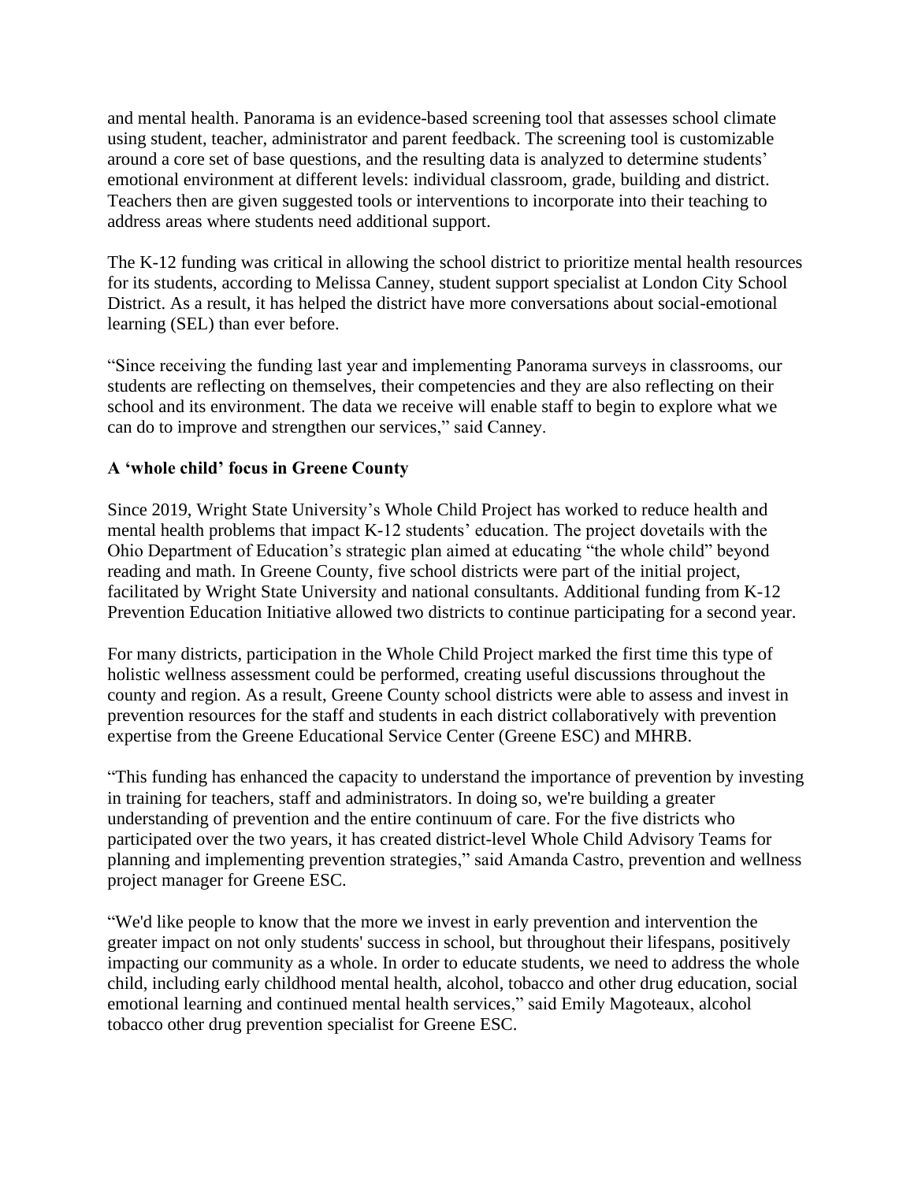and mental health. Panorama is an evidence-based screening tool that assesses school climate using student, teacher, administrator and parent feedback. The screening tool is customizable around a core set of base questions, and the resulting data is analyzed to determine students' emotional environment at different levels: individual classroom, grade, building and district. Teachers then are given suggested tools or interventions to incorporate into their teaching to address areas where students need additional support.

The K-12 funding was critical in allowing the school district to prioritize mental health resources for its students, according to Melissa Canney, student support specialist at London City School District. As a result, it has helped the district have more conversations about social-emotional learning (SEL) than ever before.

"Since receiving the funding last year and implementing Panorama surveys in classrooms, our students are reflecting on themselves, their competencies and they are also reflecting on their school and its environment. The data we receive will enable staff to begin to explore what we can do to improve and strengthen our services," said Canney.

**A 'whole child' focus in Greene County**

Since 2019, Wright State University's Whole Child Project has worked to reduce health and mental health problems that impact K-12 students' education. The project dovetails with the Ohio Department of Education's strategic plan aimed at educating "the whole child" beyond reading and math. In Greene County, five school districts were part of the initial project, facilitated by Wright State University and national consultants. Additional funding from K-12 Prevention Education Initiative allowed two districts to continue participating for a second year.

For many districts, participation in the Whole Child Project marked the first time this type of holistic wellness assessment could be performed, creating useful discussions throughout the county and region. As a result, Greene County school districts were able to assess and invest in prevention resources for the staff and students in each district collaboratively with prevention expertise from the Greene Educational Service Center (Greene ESC) and MHRB.

"This funding has enhanced the capacity to understand the importance of prevention by investing in training for teachers, staff and administrators. In doing so, we're building a greater understanding of prevention and the entire continuum of care. For the five districts who participated over the two years, it has created district-level Whole Child Advisory Teams for planning and implementing prevention strategies," said Amanda Castro, prevention and wellness project manager for Greene ESC.

"We'd like people to know that the more we invest in early prevention and intervention the greater impact on not only students' success in school, but throughout their lifespans, positively impacting our community as a whole. In order to educate students, we need to address the whole child, including early childhood mental health, alcohol, tobacco and other drug education, social emotional learning and continued mental health services," said Emily Magoteaux, alcohol tobacco other drug prevention specialist for Greene ESC.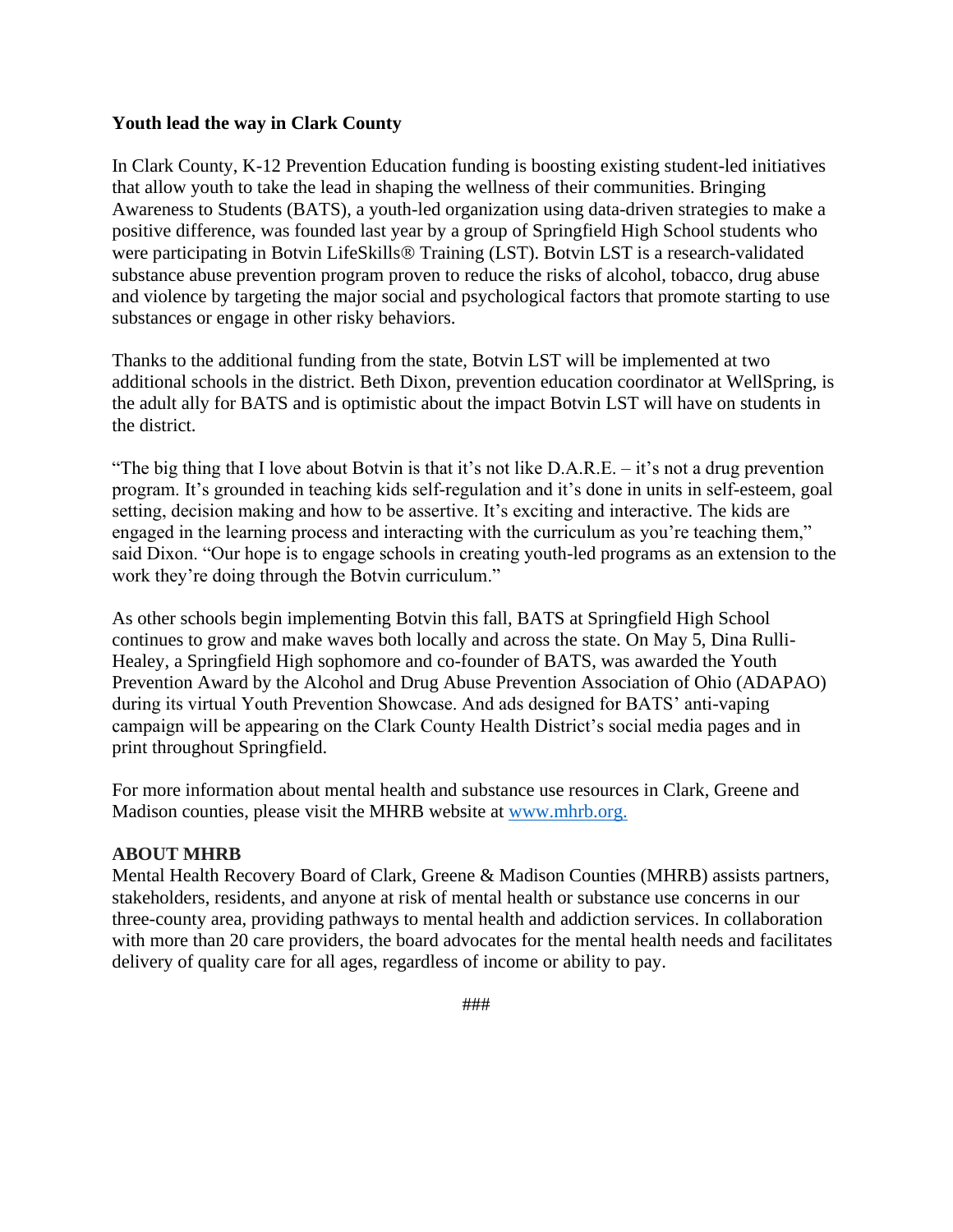**Youth lead the way in Clark County**

In Clark County, K-12 Prevention Education funding is boosting existing student-led initiatives that allow youth to take the lead in shaping the wellness of their communities. Bringing Awareness to Students (BATS), a youth-led organization using data-driven strategies to make a positive difference, was founded last year by a group of Springfield High School students who were participating in Botvin LifeSkills® Training (LST). Botvin LST is a research-validated substance abuse prevention program proven to reduce the risks of alcohol, tobacco, drug abuse and violence by targeting the major social and psychological factors that promote starting to use substances or engage in other risky behaviors.

Thanks to the additional funding from the state, Botvin LST will be implemented at two additional schools in the district. Beth Dixon, prevention education coordinator at WellSpring, is the adult ally for BATS and is optimistic about the impact Botvin LST will have on students in the district.

"The big thing that I love about Botvin is that it's not like D.A.R.E. – it's not a drug prevention program. It's grounded in teaching kids self-regulation and it's done in units in self-esteem, goal setting, decision making and how to be assertive. It's exciting and interactive. The kids are engaged in the learning process and interacting with the curriculum as you're teaching them," said Dixon. "Our hope is to engage schools in creating youth-led programs as an extension to the work they're doing through the Botvin curriculum."

As other schools begin implementing Botvin this fall, BATS at Springfield High School continues to grow and make waves both locally and across the state. On May 5, Dina Rulli-Healey, a Springfield High sophomore and co-founder of BATS, was awarded the Youth Prevention Award by the Alcohol and Drug Abuse Prevention Association of Ohio (ADAPAO) during its virtual Youth Prevention Showcase. And ads designed for BATS' anti-vaping campaign will be appearing on the Clark County Health District's social media pages and in print throughout Springfield.

For more information about mental health and substance use resources in Clark, Greene and Madison counties, please visit the MHRB website at [www.mhrb.org.](http://www.mhrb.org)

**ABOUT MHRB**

Mental Health Recovery Board of Clark, Greene & Madison Counties (MHRB) assists partners, stakeholders, residents, and anyone at risk of mental health or substance use concerns in our three-county area, providing pathways to mental health and addiction services. In collaboration with more than 20 care providers, the board advocates for the mental health needs and facilitates delivery of quality care for all ages, regardless of income or ability to pay.

###